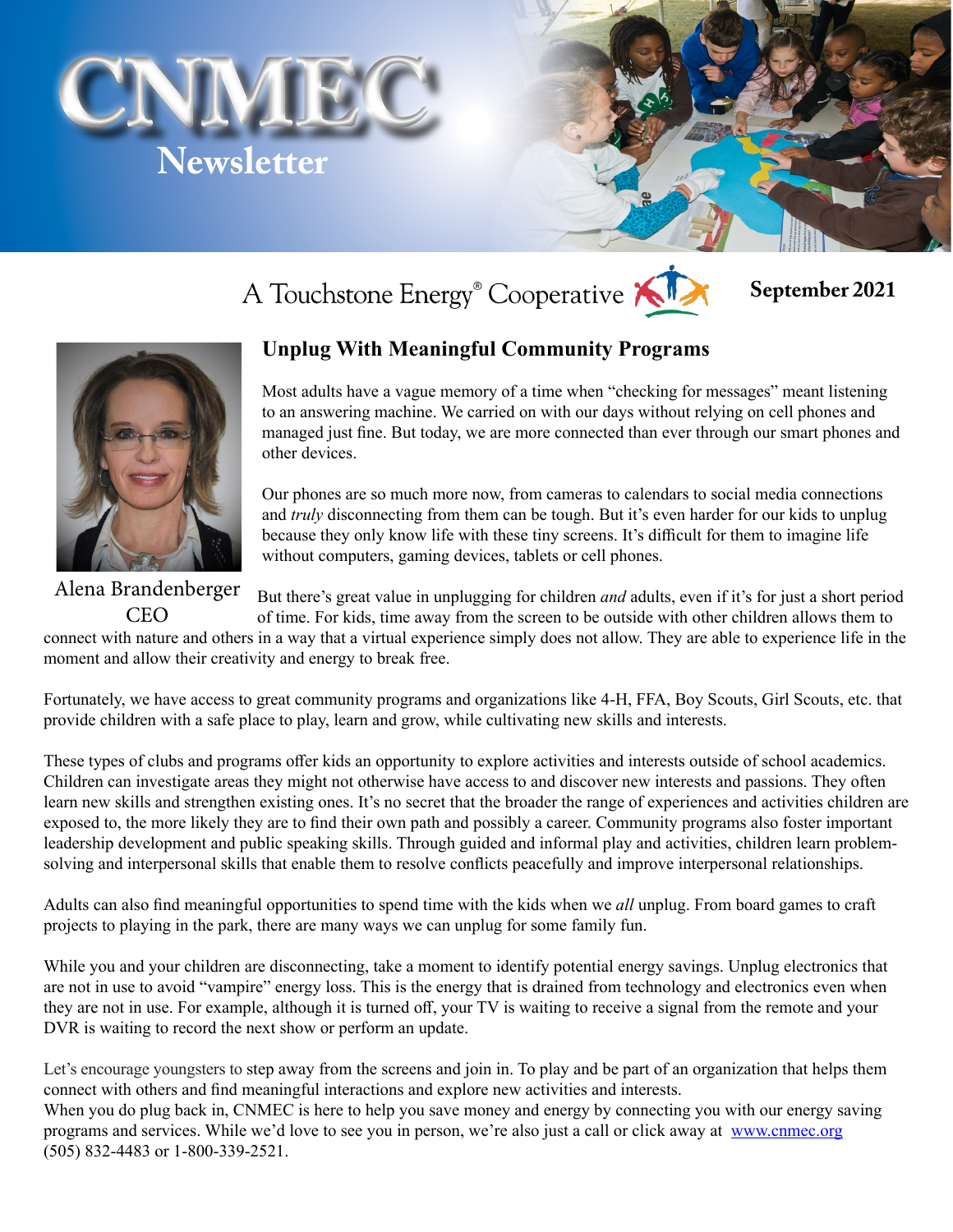# CNMEC Newsletter

A Touchstone Energy® Cooperative

**September 2021**

Alena Brandenberger
CEO

## Unplug With Meaningful Community Programs

Most adults have a vague memory of a time when "checking for messages" meant listening to an answering machine. We carried on with our days without relying on cell phones and managed just fine. But today, we are more connected than ever through our smart phones and other devices.

Our phones are so much more now, from cameras to calendars to social media connections and *truly* disconnecting from them can be tough. But it's even harder for our kids to unplug because they only know life with these tiny screens. It's difficult for them to imagine life without computers, gaming devices, tablets or cell phones.

But there's great value in unplugging for children *and* adults, even if it's for just a short period of time. For kids, time away from the screen to be outside with other children allows them to connect with nature and others in a way that a virtual experience simply does not allow. They are able to experience life in the moment and allow their creativity and energy to break free.

Fortunately, we have access to great community programs and organizations like 4-H, FFA, Boy Scouts, Girl Scouts, etc. that provide children with a safe place to play, learn and grow, while cultivating new skills and interests.

These types of clubs and programs offer kids an opportunity to explore activities and interests outside of school academics. Children can investigate areas they might not otherwise have access to and discover new interests and passions. They often learn new skills and strengthen existing ones. It's no secret that the broader the range of experiences and activities children are exposed to, the more likely they are to find their own path and possibly a career. Community programs also foster important leadership development and public speaking skills. Through guided and informal play and activities, children learn problem-solving and interpersonal skills that enable them to resolve conflicts peacefully and improve interpersonal relationships.

Adults can also find meaningful opportunities to spend time with the kids when we *all* unplug. From board games to craft projects to playing in the park, there are many ways we can unplug for some family fun.

While you and your children are disconnecting, take a moment to identify potential energy savings. Unplug electronics that are not in use to avoid "vampire" energy loss. This is the energy that is drained from technology and electronics even when they are not in use. For example, although it is turned off, your TV is waiting to receive a signal from the remote and your DVR is waiting to record the next show or perform an update.

Let's encourage youngsters to step away from the screens and join in. To play and be part of an organization that helps them connect with others and find meaningful interactions and explore new activities and interests.
When you do plug back in, CNMEC is here to help you save money and energy by connecting you with our energy saving programs and services. While we'd love to see you in person, we're also just a call or click away at [www.cnmec.org](http://www.cnmec.org) (505) 832-4483 or 1-800-339-2521.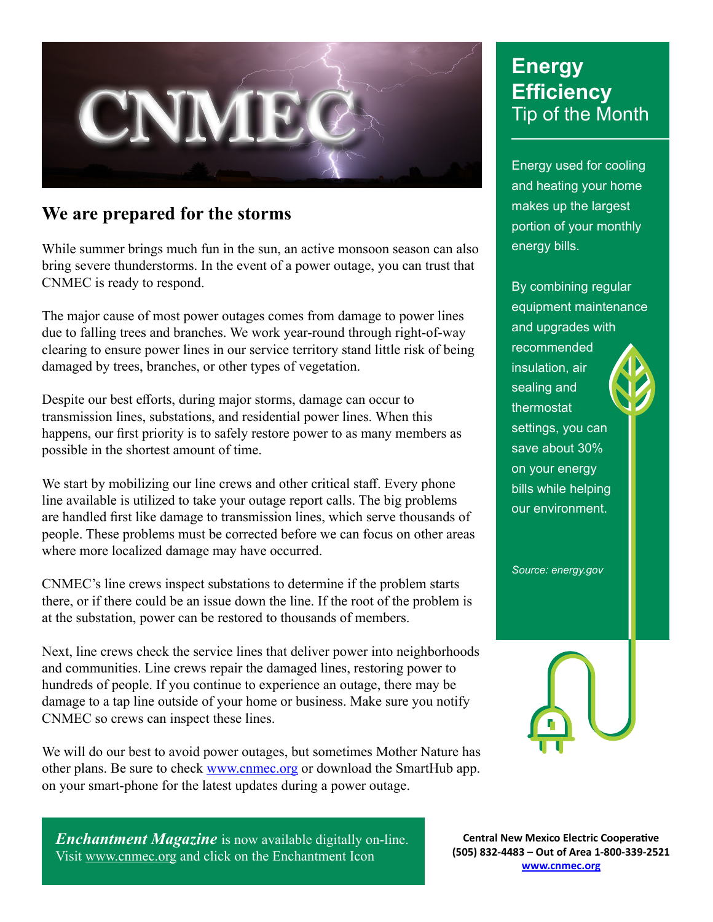CNMEC

## We are prepared for the storms

While summer brings much fun in the sun, an active monsoon season can also bring severe thunderstorms. In the event of a power outage, you can trust that CNMEC is ready to respond.

The major cause of most power outages comes from damage to power lines due to falling trees and branches. We work year-round through right-of-way clearing to ensure power lines in our service territory stand little risk of being damaged by trees, branches, or other types of vegetation.

Despite our best efforts, during major storms, damage can occur to transmission lines, substations, and residential power lines. When this happens, our first priority is to safely restore power to as many members as possible in the shortest amount of time.

We start by mobilizing our line crews and other critical staff. Every phone line available is utilized to take your outage report calls. The big problems are handled first like damage to transmission lines, which serve thousands of people. These problems must be corrected before we can focus on other areas where more localized damage may have occurred.

CNMEC's line crews inspect substations to determine if the problem starts there, or if there could be an issue down the line. If the root of the problem is at the substation, power can be restored to thousands of members.

Next, line crews check the service lines that deliver power into neighborhoods and communities. Line crews repair the damaged lines, restoring power to hundreds of people. If you continue to experience an outage, there may be damage to a tap line outside of your home or business. Make sure you notify CNMEC so crews can inspect these lines.

We will do our best to avoid power outages, but sometimes Mother Nature has other plans. Be sure to check www.cnmec.org or download the SmartHub app. on your smart-phone for the latest updates during a power outage.

## **Energy Efficiency** Tip of the Month

Energy used for cooling and heating your home makes up the largest portion of your monthly energy bills.

By combining regular equipment maintenance and upgrades with recommended insulation, air sealing and thermostat settings, you can save about 30% on your energy bills while helping our environment.

*Source: energy.gov*

***Enchantment Magazine*** is now available digitally on-line. Visit www.cnmec.org and click on the Enchantment Icon

**Central New Mexico Electric Cooperative**
**(505) 832-4483 – Out of Area 1-800-339-2521**
**www.cnmec.org**